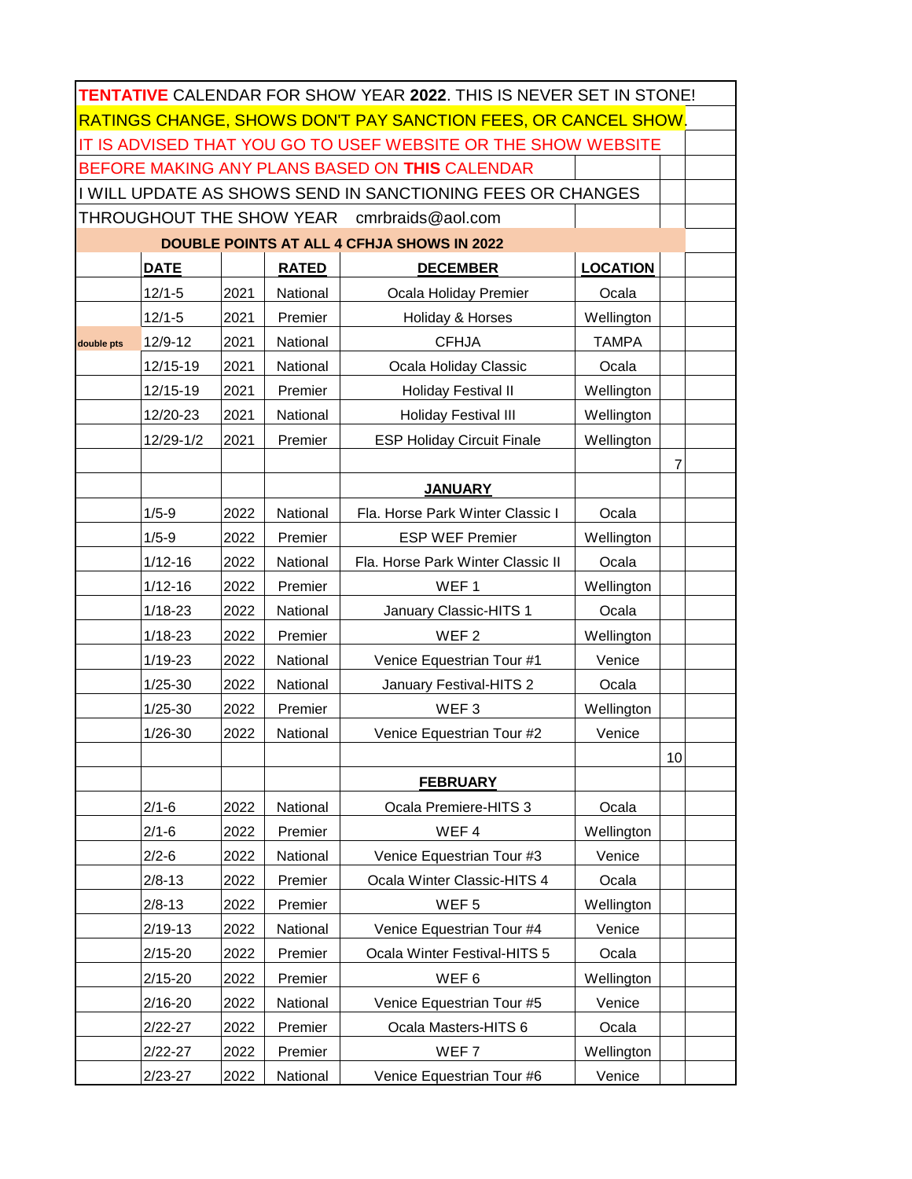**TENTATIVE** CALENDAR FOR SHOW YEAR **2022**. THIS IS NEVER SET IN STONE!

RATINGS CHANGE, SHOWS DON'T PAY SANCTION FEES, OR CANCEL SHOW.

IT IS ADVISED THAT YOU GO TO USEF WEBSITE OR THE SHOW WEBSITE

BEFORE MAKING ANY PLANS BASED ON **THIS** CALENDAR

I WILL UPDATE AS SHOWS SEND IN SANCTIONING FEES OR CHANGES

THROUGHOUT THE SHOW YEAR cmrbraids@aol.com

**DOUBLE POINTS AT ALL 4 CFHJA SHOWS IN 2022**

| | DATE | | RATED | DECEMBER | LOCATION | |
|---|---|---|---|---|---|---|
| | 12/1-5 | 2021 | National | Ocala Holiday Premier | Ocala | |
| | 12/1-5 | 2021 | Premier | Holiday & Horses | Wellington | |
| double pts | 12/9-12 | 2021 | National | CFHJA | TAMPA | |
| | 12/15-19 | 2021 | National | Ocala Holiday Classic | Ocala | |
| | 12/15-19 | 2021 | Premier | Holiday Festival II | Wellington | |
| | 12/20-23 | 2021 | National | Holiday Festival III | Wellington | |
| | 12/29-1/2 | 2021 | Premier | ESP Holiday Circuit Finale | Wellington | |
| | | | | | | 7 |
| | | | | **JANUARY** | | |
| | 1/5-9 | 2022 | National | Fla. Horse Park Winter Classic I | Ocala | |
| | 1/5-9 | 2022 | Premier | ESP WEF Premier | Wellington | |
| | 1/12-16 | 2022 | National | Fla. Horse Park Winter Classic II | Ocala | |
| | 1/12-16 | 2022 | Premier | WEF 1 | Wellington | |
| | 1/18-23 | 2022 | National | January Classic-HITS 1 | Ocala | |
| | 1/18-23 | 2022 | Premier | WEF 2 | Wellington | |
| | 1/19-23 | 2022 | National | Venice Equestrian Tour #1 | Venice | |
| | 1/25-30 | 2022 | National | January Festival-HITS 2 | Ocala | |
| | 1/25-30 | 2022 | Premier | WEF 3 | Wellington | |
| | 1/26-30 | 2022 | National | Venice Equestrian Tour #2 | Venice | |
| | | | | | | 10 |
| | | | | **FEBRUARY** | | |
| | 2/1-6 | 2022 | National | Ocala Premiere-HITS 3 | Ocala | |
| | 2/1-6 | 2022 | Premier | WEF 4 | Wellington | |
| | 2/2-6 | 2022 | National | Venice Equestrian Tour #3 | Venice | |
| | 2/8-13 | 2022 | Premier | Ocala Winter Classic-HITS 4 | Ocala | |
| | 2/8-13 | 2022 | Premier | WEF 5 | Wellington | |
| | 2/19-13 | 2022 | National | Venice Equestrian Tour #4 | Venice | |
| | 2/15-20 | 2022 | Premier | Ocala Winter Festival-HITS 5 | Ocala | |
| | 2/15-20 | 2022 | Premier | WEF 6 | Wellington | |
| | 2/16-20 | 2022 | National | Venice Equestrian Tour #5 | Venice | |
| | 2/22-27 | 2022 | Premier | Ocala Masters-HITS 6 | Ocala | |
| | 2/22-27 | 2022 | Premier | WEF 7 | Wellington | |
| | 2/23-27 | 2022 | National | Venice Equestrian Tour #6 | Venice | |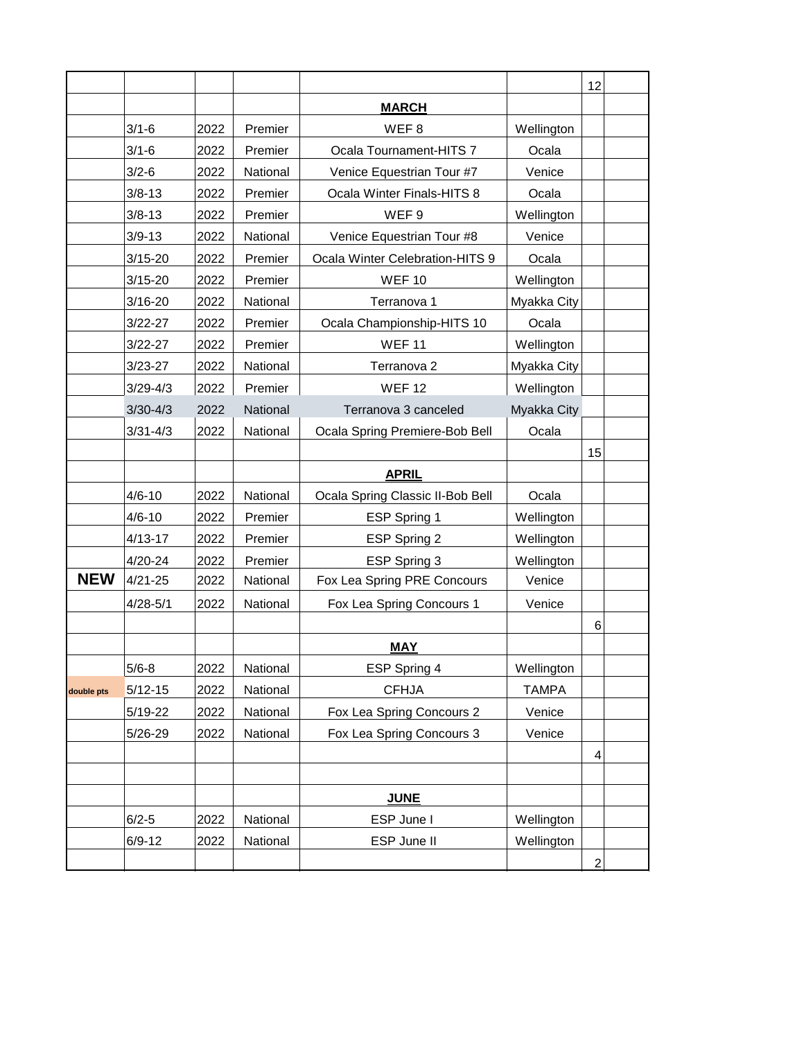| | | | | | | | |
|---|---|---|---|---|---|---|---|
| | | | | | | 12 | |
| | | | | **MARCH** | | | |
| | 3/1-6 | 2022 | Premier | WEF 8 | Wellington | | |
| | 3/1-6 | 2022 | Premier | Ocala Tournament-HITS 7 | Ocala | | |
| | 3/2-6 | 2022 | National | Venice Equestrian Tour #7 | Venice | | |
| | 3/8-13 | 2022 | Premier | Ocala Winter Finals-HITS 8 | Ocala | | |
| | 3/8-13 | 2022 | Premier | WEF 9 | Wellington | | |
| | 3/9-13 | 2022 | National | Venice Equestrian Tour #8 | Venice | | |
| | 3/15-20 | 2022 | Premier | Ocala Winter Celebration-HITS 9 | Ocala | | |
| | 3/15-20 | 2022 | Premier | WEF 10 | Wellington | | |
| | 3/16-20 | 2022 | National | Terranova 1 | Myakka City | | |
| | 3/22-27 | 2022 | Premier | Ocala Championship-HITS 10 | Ocala | | |
| | 3/22-27 | 2022 | Premier | WEF 11 | Wellington | | |
| | 3/23-27 | 2022 | National | Terranova 2 | Myakka City | | |
| | 3/29-4/3 | 2022 | Premier | WEF 12 | Wellington | | |
| | 3/30-4/3 | 2022 | National | Terranova 3 canceled | Myakka City | | |
| | 3/31-4/3 | 2022 | National | Ocala Spring Premiere-Bob Bell | Ocala | | |
| | | | | | | 15 | |
| | | | | **APRIL** | | | |
| | 4/6-10 | 2022 | National | Ocala Spring Classic II-Bob Bell | Ocala | | |
| | 4/6-10 | 2022 | Premier | ESP Spring 1 | Wellington | | |
| | 4/13-17 | 2022 | Premier | ESP Spring 2 | Wellington | | |
| | 4/20-24 | 2022 | Premier | ESP Spring 3 | Wellington | | |
| **NEW** | 4/21-25 | 2022 | National | Fox Lea Spring PRE Concours | Venice | | |
| | 4/28-5/1 | 2022 | National | Fox Lea Spring Concours 1 | Venice | | |
| | | | | | | 6 | |
| | | | | **MAY** | | | |
| | 5/6-8 | 2022 | National | ESP Spring 4 | Wellington | | |
| double pts | 5/12-15 | 2022 | National | CFHJA | TAMPA | | |
| | 5/19-22 | 2022 | National | Fox Lea Spring Concours 2 | Venice | | |
| | 5/26-29 | 2022 | National | Fox Lea Spring Concours 3 | Venice | | |
| | | | | | | 4 | |
| | | | | | | | |
| | | | | **JUNE** | | | |
| | 6/2-5 | 2022 | National | ESP June I | Wellington | | |
| | 6/9-12 | 2022 | National | ESP June II | Wellington | | |
| | | | | | | 2 | |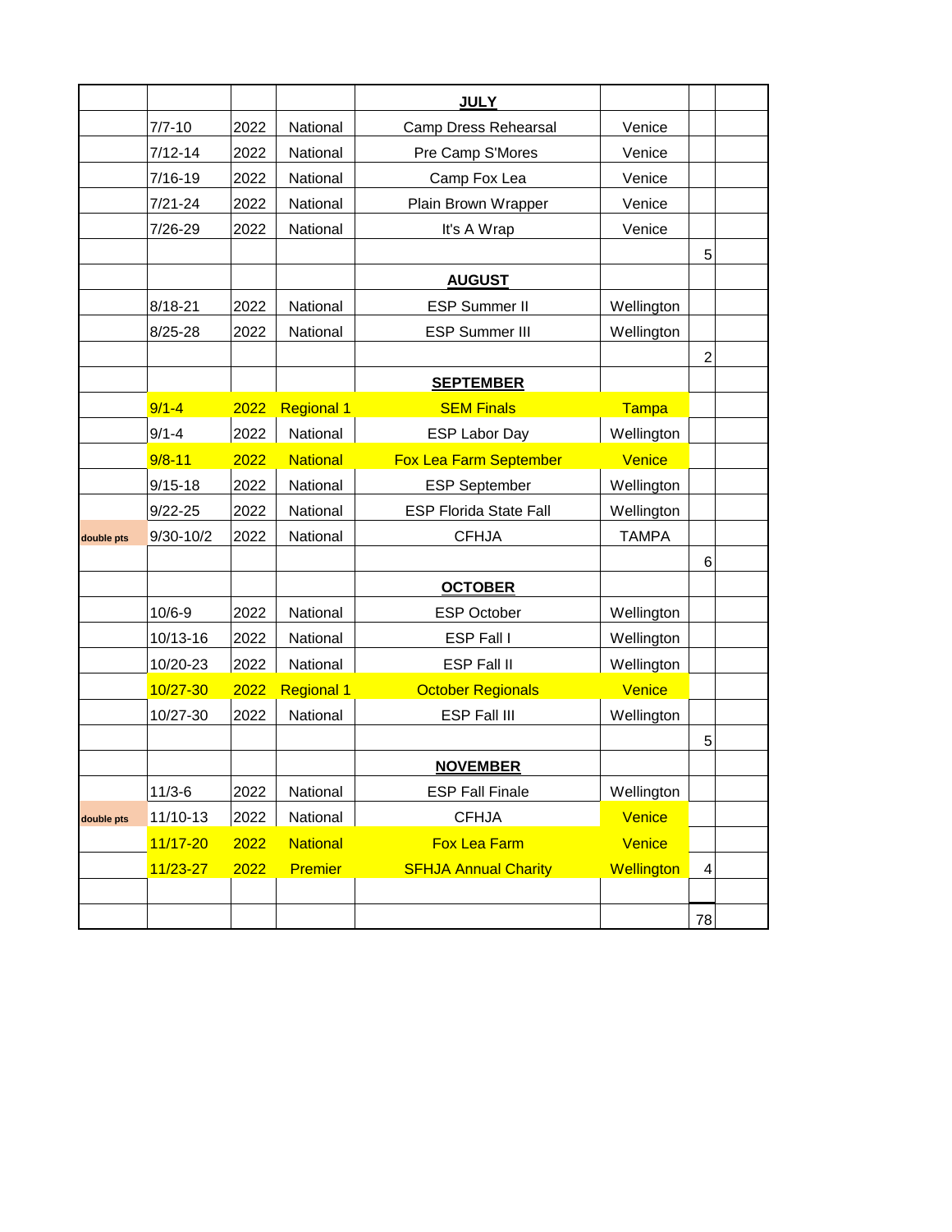| | | | | | | | |
|---|---|---|---|---|---|---|---|
| | | | | **JULY** | | | |
| | 7/7-10 | 2022 | National | Camp Dress Rehearsal | Venice | | |
| | 7/12-14 | 2022 | National | Pre Camp S'Mores | Venice | | |
| | 7/16-19 | 2022 | National | Camp Fox Lea | Venice | | |
| | 7/21-24 | 2022 | National | Plain Brown Wrapper | Venice | | |
| | 7/26-29 | 2022 | National | It's A Wrap | Venice | | |
| | | | | | | 5 | |
| | | | | **AUGUST** | | | |
| | 8/18-21 | 2022 | National | ESP Summer II | Wellington | | |
| | 8/25-28 | 2022 | National | ESP Summer III | Wellington | | |
| | | | | | | 2 | |
| | | | | **SEPTEMBER** | | | |
| | 9/1-4 | 2022 | Regional 1 | SEM Finals | Tampa | | |
| | 9/1-4 | 2022 | National | ESP Labor Day | Wellington | | |
| | 9/8-11 | 2022 | National | Fox Lea Farm September | Venice | | |
| | 9/15-18 | 2022 | National | ESP September | Wellington | | |
| | 9/22-25 | 2022 | National | ESP Florida State Fall | Wellington | | |
| double pts | 9/30-10/2 | 2022 | National | CFHJA | TAMPA | | |
| | | | | | | 6 | |
| | | | | **OCTOBER** | | | |
| | 10/6-9 | 2022 | National | ESP October | Wellington | | |
| | 10/13-16 | 2022 | National | ESP Fall I | Wellington | | |
| | 10/20-23 | 2022 | National | ESP Fall II | Wellington | | |
| | 10/27-30 | 2022 | Regional 1 | October Regionals | Venice | | |
| | 10/27-30 | 2022 | National | ESP Fall III | Wellington | | |
| | | | | | | 5 | |
| | | | | **NOVEMBER** | | | |
| | 11/3-6 | 2022 | National | ESP Fall Finale | Wellington | | |
| double pts | 11/10-13 | 2022 | National | CFHJA | Venice | | |
| | 11/17-20 | 2022 | National | Fox Lea Farm | Venice | | |
| | 11/23-27 | 2022 | Premier | SFHJA Annual Charity | Wellington | 4 | |
| | | | | | | | |
| | | | | | | 78 | |